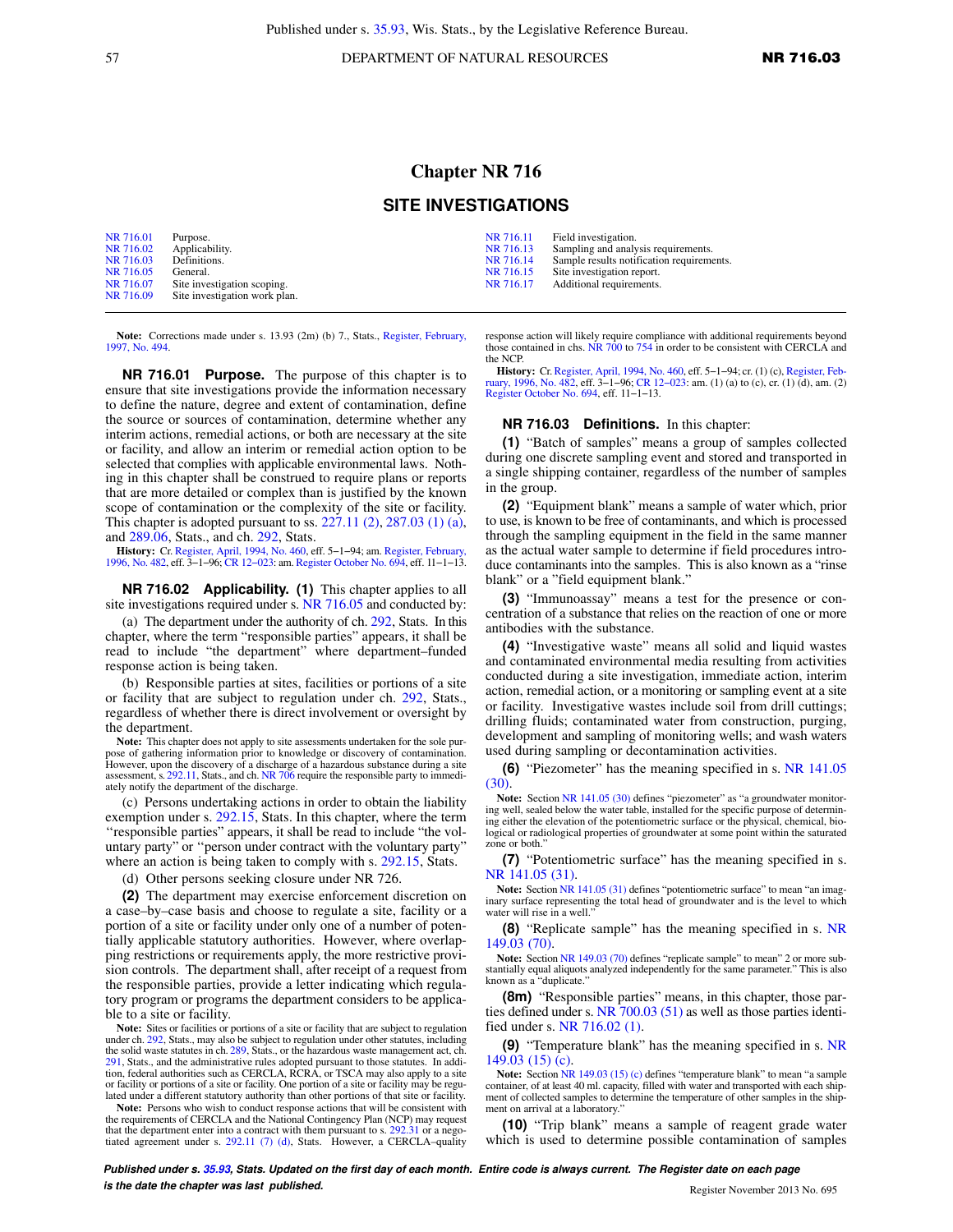# Chapter NR 716

## SITE INVESTIGATIONS

| | | | |
|---|---|---|---|
| NR 716.01 | Purpose. | NR 716.11 | Field investigation. |
| NR 716.02 | Applicability. | NR 716.13 | Sampling and analysis requirements. |
| NR 716.03 | Definitions. | NR 716.14 | Sample results notification requirements. |
| NR 716.05 | General. | NR 716.15 | Site investigation report. |
| NR 716.07 | Site investigation scoping. | NR 716.17 | Additional requirements. |
| NR 716.09 | Site investigation work plan. | | |

**Note:** Corrections made under s. 13.93 (2m) (b) 7., Stats., Register, February, 1997, No. 494.

**NR 716.01 Purpose.** The purpose of this chapter is to ensure that site investigations provide the information necessary to define the nature, degree and extent of contamination, define the source or sources of contamination, determine whether any interim actions, remedial actions, or both are necessary at the site or facility, and allow an interim or remedial action option to be selected that complies with applicable environmental laws. Nothing in this chapter shall be construed to require plans or reports that are more detailed or complex than is justified by the known scope of contamination or the complexity of the site or facility. This chapter is adopted pursuant to ss. 227.11 (2), 287.03 (1) (a), and 289.06, Stats., and ch. 292, Stats.

**History:** Cr. Register, April, 1994, No. 460, eff. 5–1–94; am. Register, February, 1996, No. 482, eff. 3–1–96; CR 12–023: am. Register October No. 694, eff. 11–1–13.

**NR 716.02 Applicability. (1)** This chapter applies to all site investigations required under s. NR 716.05 and conducted by:

(a) The department under the authority of ch. 292, Stats. In this chapter, where the term "responsible parties" appears, it shall be read to include "the department" where department–funded response action is being taken.

(b) Responsible parties at sites, facilities or portions of a site or facility that are subject to regulation under ch. 292, Stats., regardless of whether there is direct involvement or oversight by the department.

**Note:** This chapter does not apply to site assessments undertaken for the sole purpose of gathering information prior to knowledge or discovery of contamination. However, upon the discovery of a discharge of a hazardous substance during a site assessment, s. 292.11, Stats., and ch. NR 706 require the responsible party to immediately notify the department of the discharge.

(c) Persons undertaking actions in order to obtain the liability exemption under s. 292.15, Stats. In this chapter, where the term "responsible parties" appears, it shall be read to include "the voluntary party" or "person under contract with the voluntary party" where an action is being taken to comply with s. 292.15, Stats.

(d) Other persons seeking closure under NR 726.

**(2)** The department may exercise enforcement discretion on a case–by–case basis and choose to regulate a site, facility or a portion of a site or facility under only one of a number of potentially applicable statutory authorities. However, where overlapping restrictions or requirements apply, the more restrictive provision controls. The department shall, after receipt of a request from the responsible parties, provide a letter indicating which regulatory program or programs the department considers to be applicable to a site or facility.

**Note:** Sites or facilities or portions of a site or facility that are subject to regulation under ch. 292, Stats., may also be subject to regulation under other statutes, including the solid waste statutes in ch. 289, Stats., or the hazardous waste management act, ch. 291, Stats., and the administrative rules adopted pursuant to those statutes. In addition, federal authorities such as CERCLA, RCRA, or TSCA may also apply to a site or facility or portions of a site or facility. One portion of a site or facility may be regulated under a different statutory authority than other portions of that site or facility.

**Note:** Persons who wish to conduct response actions that will be consistent with the requirements of CERCLA and the National Contingency Plan (NCP) may request that the department enter into a contract with them pursuant to s. 292.31 or a negotiated agreement under s. 292.11 (7) (d), Stats. However, a CERCLA–quality response action will likely require compliance with additional requirements beyond those contained in chs. NR 700 to 754 in order to be consistent with CERCLA and the NCP.

**History:** Cr. Register, April, 1994, No. 460, eff. 5–1–94; cr. (1) (c), Register, February, 1996, No. 482, eff. 3–1–96; CR 12–023: am. (1) (a) to (c), cr. (1) (d), am. (2) Register October No. 694, eff. 11–1–13.

**NR 716.03 Definitions.** In this chapter:

**(1)** "Batch of samples" means a group of samples collected during one discrete sampling event and stored and transported in a single shipping container, regardless of the number of samples in the group.

**(2)** "Equipment blank" means a sample of water which, prior to use, is known to be free of contaminants, and which is processed through the sampling equipment in the field in the same manner as the actual water sample to determine if field procedures introduce contaminants into the samples. This is also known as a "rinse blank" or a "field equipment blank."

**(3)** "Immunoassay" means a test for the presence or concentration of a substance that relies on the reaction of one or more antibodies with the substance.

**(4)** "Investigative waste" means all solid and liquid wastes and contaminated environmental media resulting from activities conducted during a site investigation, immediate action, interim action, remedial action, or a monitoring or sampling event at a site or facility. Investigative wastes include soil from drill cuttings; drilling fluids; contaminated water from construction, purging, development and sampling of monitoring wells; and wash waters used during sampling or decontamination activities.

**(6)** "Piezometer" has the meaning specified in s. NR 141.05 (30).

**Note:** Section NR 141.05 (30) defines "piezometer" as "a groundwater monitoring well, sealed below the water table, installed for the specific purpose of determining either the elevation of the potentiometric surface or the physical, chemical, biological or radiological properties of groundwater at some point within the saturated zone or both."

**(7)** "Potentiometric surface" has the meaning specified in s. NR 141.05 (31).

**Note:** Section NR 141.05 (31) defines "potentiometric surface" to mean "an imaginary surface representing the total head of groundwater and is the level to which water will rise in a well."

**(8)** "Replicate sample" has the meaning specified in s. NR 149.03 (70).

**Note:** Section NR 149.03 (70) defines "replicate sample" to mean" 2 or more substantially equal aliquots analyzed independently for the same parameter." This is also known as a "duplicate."

**(8m)** "Responsible parties" means, in this chapter, those parties defined under s. NR 700.03 (51) as well as those parties identified under s. NR 716.02 (1).

**(9)** "Temperature blank" has the meaning specified in s. NR 149.03 (15) (c).

**Note:** Section NR 149.03 (15) (c) defines "temperature blank" to mean "a sample container, of at least 40 ml. capacity, filled with water and transported with each shipment of collected samples to determine the temperature of other samples in the shipment on arrival at a laboratory."

**(10)** "Trip blank" means a sample of reagent grade water which is used to determine possible contamination of samples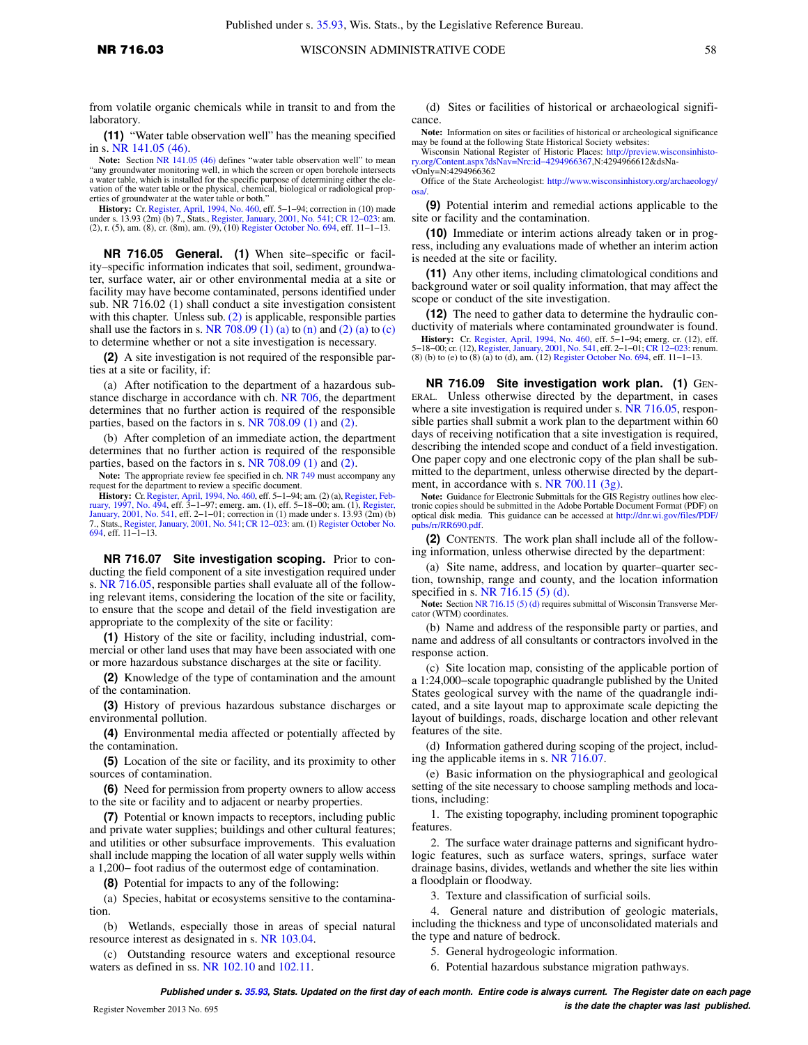from volatile organic chemicals while in transit to and from the laboratory.

**(11)** "Water table observation well" has the meaning specified in s. NR 141.05 (46).

**Note:** Section NR 141.05 (46) defines "water table observation well" to mean "any groundwater monitoring well, in which the screen or open borehole intersects a water table, which is installed for the specific purpose of determining either the elevation of the water table or the physical, chemical, biological or radiological properties of groundwater at the water table or both."

**History:** Cr. Register, April, 1994, No. 460, eff. 5–1–94; correction in (10) made under s. 13.93 (2m) (b) 7., Stats., Register, January, 2001, No. 541; CR 12–023: am. (2), r. (5), am. (8), cr. (8m), am. (9), (10) Register October No. 694, eff. 11–1–13.

**NR 716.05 General. (1)** When site–specific or facility–specific information indicates that soil, sediment, groundwater, surface water, air or other environmental media at a site or facility may have become contaminated, persons identified under sub. NR 716.02 (1) shall conduct a site investigation consistent with this chapter. Unless sub. (2) is applicable, responsible parties shall use the factors in s. NR 708.09 (1) (a) to (n) and (2) (a) to (c) to determine whether or not a site investigation is necessary.

**(2)** A site investigation is not required of the responsible parties at a site or facility, if:

(a) After notification to the department of a hazardous substance discharge in accordance with ch. NR 706, the department determines that no further action is required of the responsible parties, based on the factors in s. NR 708.09 (1) and (2).

(b) After completion of an immediate action, the department determines that no further action is required of the responsible parties, based on the factors in s. NR 708.09 (1) and (2).

**Note:** The appropriate review fee specified in ch. NR 749 must accompany any request for the department to review a specific document.

**History:** Cr. Register, April, 1994, No. 460, eff. 5–1–94; am. (2) (a), Register, February, 1997, No. 494, eff. 3–1–97; emerg. am. (1), eff. 5–18–00; am. (1), Register, January, 2001, No. 541, eff. 2–1–01; correction in (1) made under s. 13.93 (2m) (b) 7., Stats., Register, January, 2001, No. 541; CR 12–023: am. (1) Register October No. 694, eff. 11–1–13.

**NR 716.07 Site investigation scoping.** Prior to conducting the field component of a site investigation required under s. NR 716.05, responsible parties shall evaluate all of the following relevant items, considering the location of the site or facility, to ensure that the scope and detail of the field investigation are appropriate to the complexity of the site or facility:

**(1)** History of the site or facility, including industrial, commercial or other land uses that may have been associated with one or more hazardous substance discharges at the site or facility.

**(2)** Knowledge of the type of contamination and the amount of the contamination.

**(3)** History of previous hazardous substance discharges or environmental pollution.

**(4)** Environmental media affected or potentially affected by the contamination.

**(5)** Location of the site or facility, and its proximity to other sources of contamination.

**(6)** Need for permission from property owners to allow access to the site or facility and to adjacent or nearby properties.

**(7)** Potential or known impacts to receptors, including public and private water supplies; buildings and other cultural features; and utilities or other subsurface improvements. This evaluation shall include mapping the location of all water supply wells within a 1,200– foot radius of the outermost edge of contamination.

**(8)** Potential for impacts to any of the following:

(a) Species, habitat or ecosystems sensitive to the contamination.

(b) Wetlands, especially those in areas of special natural resource interest as designated in s. NR 103.04.

(c) Outstanding resource waters and exceptional resource waters as defined in ss. NR 102.10 and 102.11.

(d) Sites or facilities of historical or archaeological significance.

**Note:** Information on sites or facilities of historical or archeological significance may be found at the following State Historical Society websites:

Wisconsin National Register of Historic Places: http://preview.wisconsinhistory.org/Content.aspx?dsNav=Nrc:id–4294966367,N:4294966612&dsNavOnly=N:4294966362

Office of the State Archeologist: http://www.wisconsinhistory.org/archaeology/osa/.

**(9)** Potential interim and remedial actions applicable to the site or facility and the contamination.

**(10)** Immediate or interim actions already taken or in progress, including any evaluations made of whether an interim action is needed at the site or facility.

**(11)** Any other items, including climatological conditions and background water or soil quality information, that may affect the scope or conduct of the site investigation.

**(12)** The need to gather data to determine the hydraulic conductivity of materials where contaminated groundwater is found.

**History:** Cr. Register, April, 1994, No. 460, eff. 5–1–94; emerg. cr. (12), eff. 5–18–00; cr. (12), Register, January, 2001, No. 541, eff. 2–1–01; CR 12–023: renum. (8) (b) to (e) to (8) (a) to (d), am. (12) Register October No. 694, eff. 11–1–13.

**NR 716.09 Site investigation work plan. (1)** GENERAL. Unless otherwise directed by the department, in cases where a site investigation is required under s. NR 716.05, responsible parties shall submit a work plan to the department within 60 days of receiving notification that a site investigation is required, describing the intended scope and conduct of a field investigation. One paper copy and one electronic copy of the plan shall be submitted to the department, unless otherwise directed by the department, in accordance with s. NR 700.11 (3g).

**Note:** Guidance for Electronic Submittals for the GIS Registry outlines how electronic copies should be submitted in the Adobe Portable Document Format (PDF) on optical disk media. This guidance can be accessed at http://dnr.wi.gov/files/PDF/pubs/rr/RR690.pdf.

**(2)** CONTENTS. The work plan shall include all of the following information, unless otherwise directed by the department:

(a) Site name, address, and location by quarter–quarter section, township, range and county, and the location information specified in s. NR 716.15 (5) (d).

**Note:** Section NR 716.15 (5) (d) requires submittal of Wisconsin Transverse Mercator (WTM) coordinates.

(b) Name and address of the responsible party or parties, and name and address of all consultants or contractors involved in the response action.

(c) Site location map, consisting of the applicable portion of a 1:24,000–scale topographic quadrangle published by the United States geological survey with the name of the quadrangle indicated, and a site layout map to approximate scale depicting the layout of buildings, roads, discharge location and other relevant features of the site.

(d) Information gathered during scoping of the project, including the applicable items in s. NR 716.07.

(e) Basic information on the physiographical and geological setting of the site necessary to choose sampling methods and locations, including:

1. The existing topography, including prominent topographic features.

2. The surface water drainage patterns and significant hydrologic features, such as surface waters, springs, surface water drainage basins, divides, wetlands and whether the site lies within a floodplain or floodway.

3. Texture and classification of surficial soils.

4. General nature and distribution of geologic materials, including the thickness and type of unconsolidated materials and the type and nature of bedrock.

5. General hydrogeologic information.

6. Potential hazardous substance migration pathways.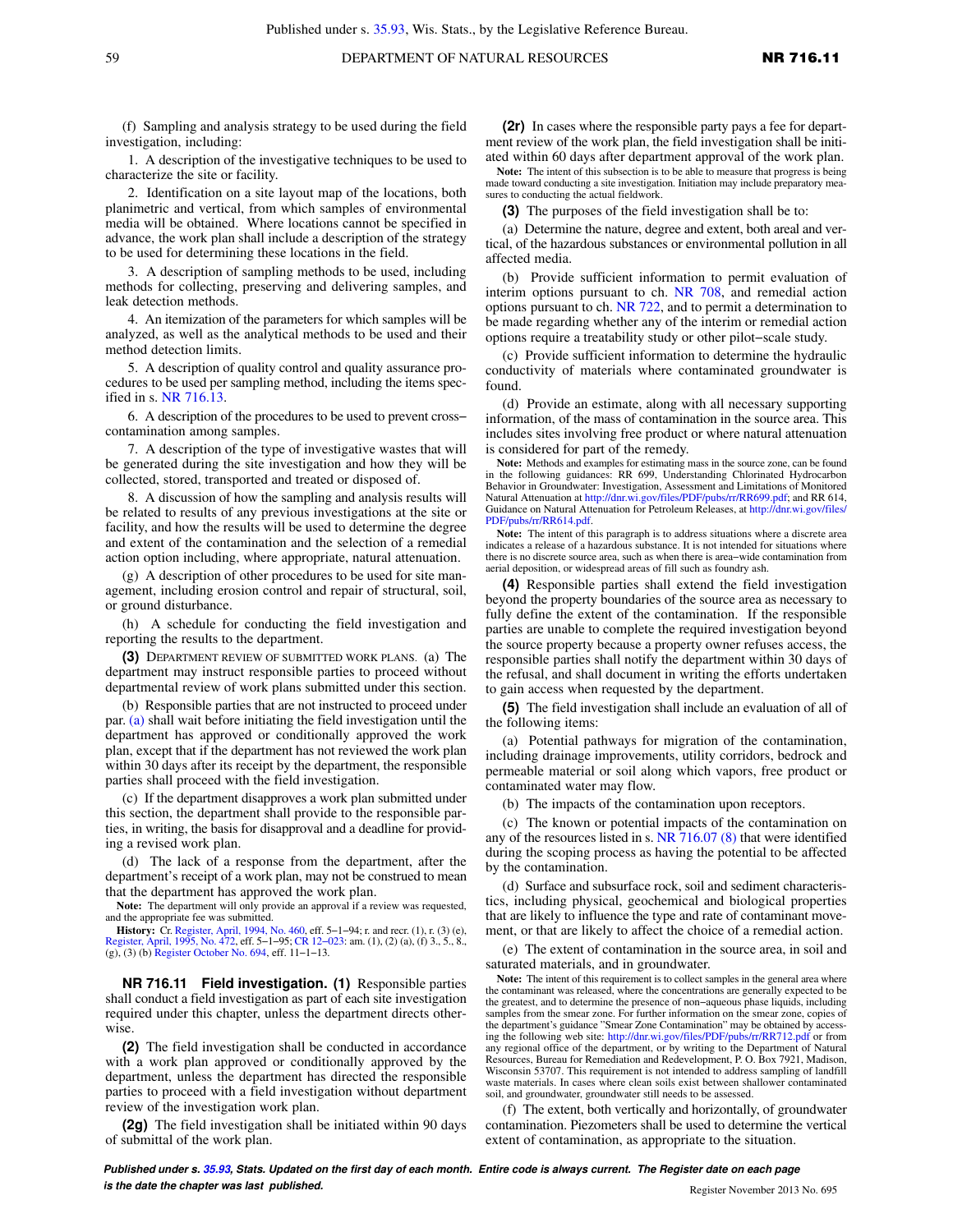(f) Sampling and analysis strategy to be used during the field investigation, including:

1. A description of the investigative techniques to be used to characterize the site or facility.

2. Identification on a site layout map of the locations, both planimetric and vertical, from which samples of environmental media will be obtained. Where locations cannot be specified in advance, the work plan shall include a description of the strategy to be used for determining these locations in the field.

3. A description of sampling methods to be used, including methods for collecting, preserving and delivering samples, and leak detection methods.

4. An itemization of the parameters for which samples will be analyzed, as well as the analytical methods to be used and their method detection limits.

5. A description of quality control and quality assurance procedures to be used per sampling method, including the items specified in s. NR 716.13.

6. A description of the procedures to be used to prevent cross−contamination among samples.

7. A description of the type of investigative wastes that will be generated during the site investigation and how they will be collected, stored, transported and treated or disposed of.

8. A discussion of how the sampling and analysis results will be related to results of any previous investigations at the site or facility, and how the results will be used to determine the degree and extent of the contamination and the selection of a remedial action option including, where appropriate, natural attenuation.

(g) A description of other procedures to be used for site management, including erosion control and repair of structural, soil, or ground disturbance.

(h) A schedule for conducting the field investigation and reporting the results to the department.

**(3)** DEPARTMENT REVIEW OF SUBMITTED WORK PLANS. (a) The department may instruct responsible parties to proceed without departmental review of work plans submitted under this section.

(b) Responsible parties that are not instructed to proceed under par. (a) shall wait before initiating the field investigation until the department has approved or conditionally approved the work plan, except that if the department has not reviewed the work plan within 30 days after its receipt by the department, the responsible parties shall proceed with the field investigation.

(c) If the department disapproves a work plan submitted under this section, the department shall provide to the responsible parties, in writing, the basis for disapproval and a deadline for providing a revised work plan.

(d) The lack of a response from the department, after the department's receipt of a work plan, may not be construed to mean that the department has approved the work plan.

**Note:** The department will only provide an approval if a review was requested, and the appropriate fee was submitted.

**History:** Cr. Register, April, 1994, No. 460, eff. 5−1−94; r. and recr. (1), r. (3) (e), Register, April, 1995, No. 472, eff. 5−1−95; CR 12−023: am. (1), (2) (a), (f) 3., 5., 8., (g), (3) (b) Register October No. 694, eff. 11−1−13.

**NR 716.11 Field investigation. (1)** Responsible parties shall conduct a field investigation as part of each site investigation required under this chapter, unless the department directs otherwise.

**(2)** The field investigation shall be conducted in accordance with a work plan approved or conditionally approved by the department, unless the department has directed the responsible parties to proceed with a field investigation without department review of the investigation work plan.

**(2g)** The field investigation shall be initiated within 90 days of submittal of the work plan.

**(2r)** In cases where the responsible party pays a fee for department review of the work plan, the field investigation shall be initiated within 60 days after department approval of the work plan.

**Note:** The intent of this subsection is to be able to measure that progress is being made toward conducting a site investigation. Initiation may include preparatory measures to conducting the actual fieldwork.

**(3)** The purposes of the field investigation shall be to:

(a) Determine the nature, degree and extent, both areal and vertical, of the hazardous substances or environmental pollution in all affected media.

(b) Provide sufficient information to permit evaluation of interim options pursuant to ch. NR 708, and remedial action options pursuant to ch. NR 722, and to permit a determination to be made regarding whether any of the interim or remedial action options require a treatability study or other pilot−scale study.

(c) Provide sufficient information to determine the hydraulic conductivity of materials where contaminated groundwater is found.

(d) Provide an estimate, along with all necessary supporting information, of the mass of contamination in the source area. This includes sites involving free product or where natural attenuation is considered for part of the remedy.

**Note:** Methods and examples for estimating mass in the source zone, can be found in the following guidances: RR 699, Understanding Chlorinated Hydrocarbon Behavior in Groundwater: Investigation, Assessment and Limitations of Monitored Natural Attenuation at http://dnr.wi.gov/files/PDF/pubs/rr/RR699.pdf; and RR 614, Guidance on Natural Attenuation for Petroleum Releases, at http://dnr.wi.gov/files/PDF/pubs/rr/RR614.pdf.

**Note:** The intent of this paragraph is to address situations where a discrete area indicates a release of a hazardous substance. It is not intended for situations where there is no discrete source area, such as when there is area−wide contamination from aerial deposition, or widespread areas of fill such as foundry ash.

**(4)** Responsible parties shall extend the field investigation beyond the property boundaries of the source area as necessary to fully define the extent of the contamination. If the responsible parties are unable to complete the required investigation beyond the source property because a property owner refuses access, the responsible parties shall notify the department within 30 days of the refusal, and shall document in writing the efforts undertaken to gain access when requested by the department.

**(5)** The field investigation shall include an evaluation of all of the following items:

(a) Potential pathways for migration of the contamination, including drainage improvements, utility corridors, bedrock and permeable material or soil along which vapors, free product or contaminated water may flow.

(b) The impacts of the contamination upon receptors.

(c) The known or potential impacts of the contamination on any of the resources listed in s. NR 716.07 (8) that were identified during the scoping process as having the potential to be affected by the contamination.

(d) Surface and subsurface rock, soil and sediment characteristics, including physical, geochemical and biological properties that are likely to influence the type and rate of contaminant movement, or that are likely to affect the choice of a remedial action.

(e) The extent of contamination in the source area, in soil and saturated materials, and in groundwater.

**Note:** The intent of this requirement is to collect samples in the general area where the contaminant was released, where the concentrations are generally expected to be the greatest, and to determine the presence of non−aqueous phase liquids, including samples from the smear zone. For further information on the smear zone, copies of the department's guidance "Smear Zone Contamination" may be obtained by accessing the following web site: http://dnr.wi.gov/files/PDF/pubs/rr/RR712.pdf or from any regional office of the department, or by writing to the Department of Natural Resources, Bureau for Remediation and Redevelopment, P. O. Box 7921, Madison, Wisconsin 53707. This requirement is not intended to address sampling of landfill waste materials. In cases where clean soils exist between shallower contaminated soil, and groundwater, groundwater still needs to be assessed.

(f) The extent, both vertically and horizontally, of groundwater contamination. Piezometers shall be used to determine the vertical extent of contamination, as appropriate to the situation.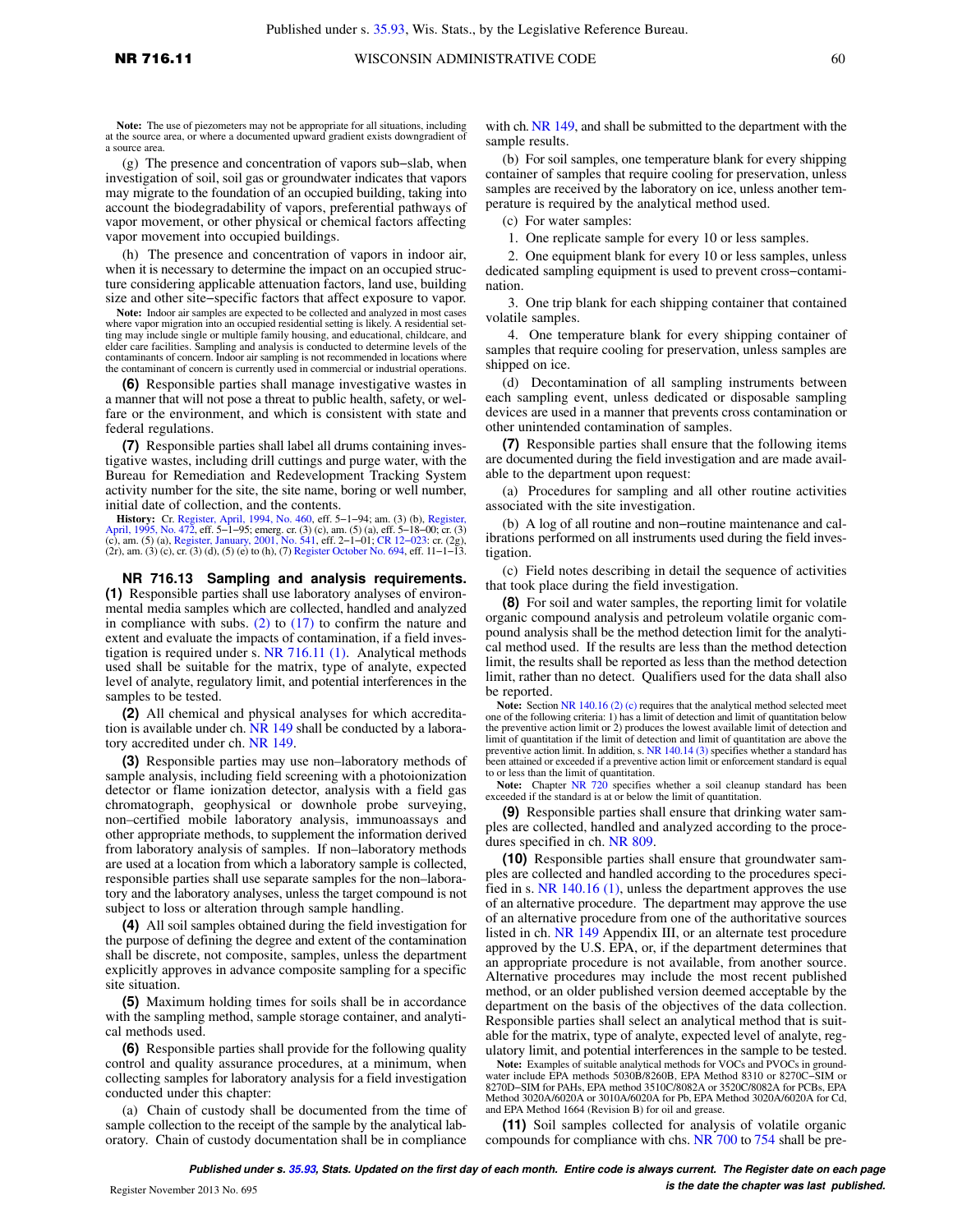**Note:** The use of piezometers may not be appropriate for all situations, including at the source area, or where a documented upward gradient exists downgradient of a source area.

(g) The presence and concentration of vapors sub–slab, when investigation of soil, soil gas or groundwater indicates that vapors may migrate to the foundation of an occupied building, taking into account the biodegradability of vapors, preferential pathways of vapor movement, or other physical or chemical factors affecting vapor movement into occupied buildings.

(h) The presence and concentration of vapors in indoor air, when it is necessary to determine the impact on an occupied structure considering applicable attenuation factors, land use, building size and other site–specific factors that affect exposure to vapor.

**Note:** Indoor air samples are expected to be collected and analyzed in most cases where vapor migration into an occupied residential setting is likely. A residential setting may include single or multiple family housing, and educational, childcare, and elder care facilities. Sampling and analysis is conducted to determine levels of the contaminants of concern. Indoor air sampling is not recommended in locations where the contaminant of concern is currently used in commercial or industrial operations.

**(6)** Responsible parties shall manage investigative wastes in a manner that will not pose a threat to public health, safety, or welfare or the environment, and which is consistent with state and federal regulations.

**(7)** Responsible parties shall label all drums containing investigative wastes, including drill cuttings and purge water, with the Bureau for Remediation and Redevelopment Tracking System activity number for the site, the site name, boring or well number, initial date of collection, and the contents.

**History:** Cr. Register, April, 1994, No. 460, eff. 5–1–94; am. (3) (b), Register, April, 1995, No. 472, eff. 5–1–95; emerg. cr. (3) (c), am. (5) (a), eff. 5–18–00; cr. (3) (c), am. (5) (a), Register, January, 2001, No. 541, eff. 2–1–01; CR 12–023: cr. (2g), (2r), am. (3) (c), cr. (3) (d), (5) (e) to (h), (7) Register October No. 694, eff. 11–1–13.

**NR 716.13 Sampling and analysis requirements.** **(1)** Responsible parties shall use laboratory analyses of environmental media samples which are collected, handled and analyzed in compliance with subs. (2) to (17) to confirm the nature and extent and evaluate the impacts of contamination, if a field investigation is required under s. NR 716.11 (1). Analytical methods used shall be suitable for the matrix, type of analyte, expected level of analyte, regulatory limit, and potential interferences in the samples to be tested.

**(2)** All chemical and physical analyses for which accreditation is available under ch. NR 149 shall be conducted by a laboratory accredited under ch. NR 149.

**(3)** Responsible parties may use non–laboratory methods of sample analysis, including field screening with a photoionization detector or flame ionization detector, analysis with a field gas chromatograph, geophysical or downhole probe surveying, non–certified mobile laboratory analysis, immunoassays and other appropriate methods, to supplement the information derived from laboratory analysis of samples. If non–laboratory methods are used at a location from which a laboratory sample is collected, responsible parties shall use separate samples for the non–laboratory and the laboratory analyses, unless the target compound is not subject to loss or alteration through sample handling.

**(4)** All soil samples obtained during the field investigation for the purpose of defining the degree and extent of the contamination shall be discrete, not composite, samples, unless the department explicitly approves in advance composite sampling for a specific site situation.

**(5)** Maximum holding times for soils shall be in accordance with the sampling method, sample storage container, and analytical methods used.

**(6)** Responsible parties shall provide for the following quality control and quality assurance procedures, at a minimum, when collecting samples for laboratory analysis for a field investigation conducted under this chapter:

(a) Chain of custody shall be documented from the time of sample collection to the receipt of the sample by the analytical laboratory. Chain of custody documentation shall be in compliance with ch. NR 149, and shall be submitted to the department with the sample results.

(b) For soil samples, one temperature blank for every shipping container of samples that require cooling for preservation, unless samples are received by the laboratory on ice, unless another temperature is required by the analytical method used.

(c) For water samples:

1. One replicate sample for every 10 or less samples.

2. One equipment blank for every 10 or less samples, unless dedicated sampling equipment is used to prevent cross–contamination.

3. One trip blank for each shipping container that contained volatile samples.

4. One temperature blank for every shipping container of samples that require cooling for preservation, unless samples are shipped on ice.

(d) Decontamination of all sampling instruments between each sampling event, unless dedicated or disposable sampling devices are used in a manner that prevents cross contamination or other unintended contamination of samples.

**(7)** Responsible parties shall ensure that the following items are documented during the field investigation and are made available to the department upon request:

(a) Procedures for sampling and all other routine activities associated with the site investigation.

(b) A log of all routine and non–routine maintenance and calibrations performed on all instruments used during the field investigation.

(c) Field notes describing in detail the sequence of activities that took place during the field investigation.

**(8)** For soil and water samples, the reporting limit for volatile organic compound analysis and petroleum volatile organic compound analysis shall be the method detection limit for the analytical method used. If the results are less than the method detection limit, the results shall be reported as less than the method detection limit, rather than no detect. Qualifiers used for the data shall also be reported.

**Note:** Section NR 140.16 (2) (c) requires that the analytical method selected meet one of the following criteria: 1) has a limit of detection and limit of quantitation below the preventive action limit or 2) produces the lowest available limit of detection and limit of quantitation if the limit of detection and limit of quantitation are above the preventive action limit. In addition, s. NR 140.14 (3) specifies whether a standard has been attained or exceeded if a preventive action limit or enforcement standard is equal to or less than the limit of quantitation.

**Note:** Chapter NR 720 specifies whether a soil cleanup standard has been exceeded if the standard is at or below the limit of quantitation.

**(9)** Responsible parties shall ensure that drinking water samples are collected, handled and analyzed according to the procedures specified in ch. NR 809.

**(10)** Responsible parties shall ensure that groundwater samples are collected and handled according to the procedures specified in s. NR 140.16 (1), unless the department approves the use of an alternative procedure. The department may approve the use of an alternative procedure from one of the authoritative sources listed in ch. NR 149 Appendix III, or an alternate test procedure approved by the U.S. EPA, or, if the department determines that an appropriate procedure is not available, from another source. Alternative procedures may include the most recent published method, or an older published version deemed acceptable by the department on the basis of the objectives of the data collection. Responsible parties shall select an analytical method that is suitable for the matrix, type of analyte, expected level of analyte, regulatory limit, and potential interferences in the sample to be tested.

**Note:** Examples of suitable analytical methods for VOCs and PVOCs in groundwater include EPA methods 5030B/8260B, EPA Method 8310 or 8270C–SIM or 8270D–SIM for PAHs, EPA method 3510C/8082A or 3520C/8082A for PCBs, EPA Method 3020A/6020A or 3010A/6020A for Pb, EPA Method 3020A/6020A for Cd, and EPA Method 1664 (Revision B) for oil and grease.

**(11)** Soil samples collected for analysis of volatile organic compounds for compliance with chs. NR 700 to 754 shall be pre-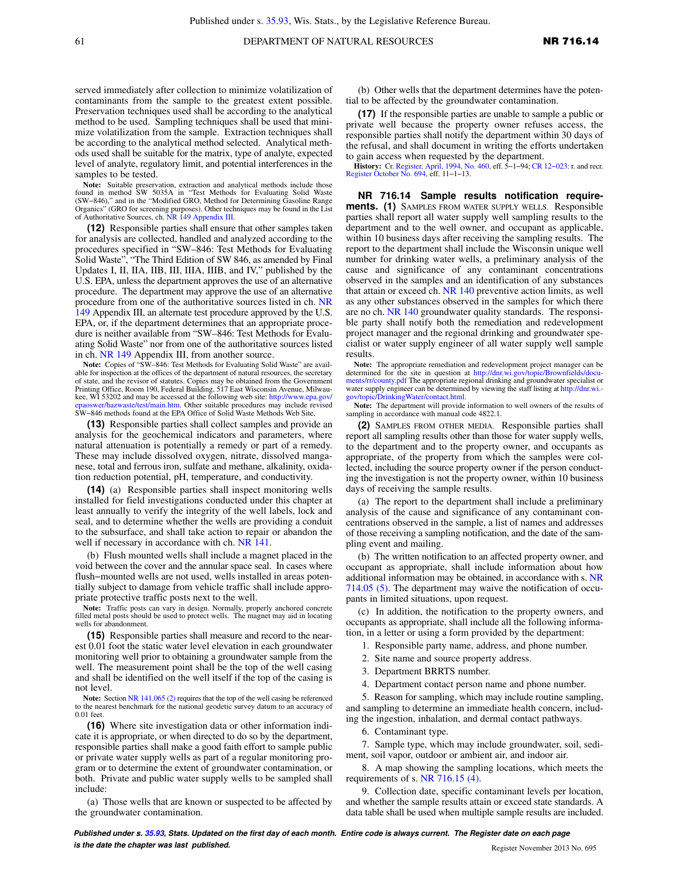served immediately after collection to minimize volatilization of contaminants from the sample to the greatest extent possible. Preservation techniques used shall be according to the analytical method to be used. Sampling techniques shall be used that minimize volatilization from the sample. Extraction techniques shall be according to the analytical method selected. Analytical methods used shall be suitable for the matrix, type of analyte, expected level of analyte, regulatory limit, and potential interferences in the samples to be tested.

**Note:** Suitable preservation, extraction and analytical methods include those found in method SW 5035A in "Test Methods for Evaluating Solid Waste (SW−846)," and in the "Modified GRO, Method for Determining Gasoline Range Organics" (GRO for screening purposes). Other techniques may be found in the List of Authoritative Sources, ch. NR 149 Appendix III.

**(12)** Responsible parties shall ensure that other samples taken for analysis are collected, handled and analyzed according to the procedures specified in "SW−846: Test Methods for Evaluating Solid Waste", "The Third Edition of SW 846, as amended by Final Updates I, II, IIA, IIB, III, IIIA, IIIB, and IV," published by the U.S. EPA, unless the department approves the use of an alternative procedure. The department may approve the use of an alternative procedure from one of the authoritative sources listed in ch. NR 149 Appendix III, an alternate test procedure approved by the U.S. EPA, or, if the department determines that an appropriate procedure is neither available from "SW−846: Test Methods for Evaluating Solid Waste" nor from one of the authoritative sources listed in ch. NR 149 Appendix III, from another source.

**Note:** Copies of "SW−846: Test Methods for Evaluating Solid Waste" are available for inspection at the offices of the department of natural resources, the secretary of state, and the revisor of statutes. Copies may be obtained from the Government Printing Office, Room 190, Federal Building, 517 East Wisconsin Avenue, Milwaukee, WI 53202 and may be accessed at the following web site: http://www.epa.gov/epaoswer/hazwaste/test/main.htm. Other suitable procedures may include revised SW−846 methods found at the EPA Office of Solid Waste Methods Web Site,

**(13)** Responsible parties shall collect samples and provide an analysis for the geochemical indicators and parameters, where natural attenuation is potentially a remedy or part of a remedy. These may include dissolved oxygen, nitrate, dissolved manganese, total and ferrous iron, sulfate and methane, alkalinity, oxidation reduction potential, pH, temperature, and conductivity.

**(14)** (a) Responsible parties shall inspect monitoring wells installed for field investigations conducted under this chapter at least annually to verify the integrity of the well labels, lock and seal, and to determine whether the wells are providing a conduit to the subsurface, and shall take action to repair or abandon the well if necessary in accordance with ch. NR 141.

(b) Flush mounted wells shall include a magnet placed in the void between the cover and the annular space seal. In cases where flush−mounted wells are not used, wells installed in areas potentially subject to damage from vehicle traffic shall include appropriate protective traffic posts next to the well.

**Note:** Traffic posts can vary in design. Normally, properly anchored concrete filled metal posts should be used to protect wells. The magnet may aid in locating wells for abandonment.

**(15)** Responsible parties shall measure and record to the nearest 0.01 foot the static water level elevation in each groundwater monitoring well prior to obtaining a groundwater sample from the well. The measurement point shall be the top of the well casing and shall be identified on the well itself if the top of the casing is not level.

**Note:** Section NR 141.065 (2) requires that the top of the well casing be referenced to the nearest benchmark for the national geodetic survey datum to an accuracy of 0.01 feet.

**(16)** Where site investigation data or other information indicate it is appropriate, or when directed to do so by the department, responsible parties shall make a good faith effort to sample public or private water supply wells as part of a regular monitoring program or to determine the extent of groundwater contamination, or both. Private and public water supply wells to be sampled shall include:

(a) Those wells that are known or suspected to be affected by the groundwater contamination.

(b) Other wells that the department determines have the potential to be affected by the groundwater contamination.

**(17)** If the responsible parties are unable to sample a public or private well because the property owner refuses access, the responsible parties shall notify the department within 30 days of the refusal, and shall document in writing the efforts undertaken to gain access when requested by the department.

**History:** Cr. Register, April, 1994, No. 460, eff. 5−1−94; CR 12−023: r. and recr. Register October No. 694, eff. 11−1−13.

## NR 716.14 Sample results notification requirements.

**(1)** SAMPLES FROM WATER SUPPLY WELLS. Responsible parties shall report all water supply well sampling results to the department and to the well owner, and occupant as applicable, within 10 business days after receiving the sampling results. The report to the department shall include the Wisconsin unique well number for drinking water wells, a preliminary analysis of the cause and significance of any contaminant concentrations observed in the samples and an identification of any substances that attain or exceed ch. NR 140 preventive action limits, as well as any other substances observed in the samples for which there are no ch. NR 140 groundwater quality standards. The responsible party shall notify both the remediation and redevelopment project manager and the regional drinking and groundwater specialist or water supply engineer of all water supply well sample results.

**Note:** The appropriate remediation and redevelopment project manager can be determined for the site in question at http://dnr.wi.gov/topic/Brownfields/documents/rr/county.pdf The appropriate regional drinking and groundwater specialist or water supply engineer can be determined by viewing the staff listing at http://dnr.wi.gov/topic/DrinkingWater/contact.html.

**Note:** The department will provide information to well owners of the results of sampling in accordance with manual code 4822.1.

**(2)** SAMPLES FROM OTHER MEDIA. Responsible parties shall report all sampling results other than those for water supply wells, to the department and to the property owner, and occupants as appropriate, of the property from which the samples were collected, including the source property owner if the person conducting the investigation is not the property owner, within 10 business days of receiving the sample results.

(a) The report to the department shall include a preliminary analysis of the cause and significance of any contaminant concentrations observed in the sample, a list of names and addresses of those receiving a sampling notification, and the date of the sampling event and mailing.

(b) The written notification to an affected property owner, and occupant as appropriate, shall include information about how additional information may be obtained, in accordance with s. NR 714.05 (5). The department may waive the notification of occupants in limited situations, upon request.

(c) In addition, the notification to the property owners, and occupants as appropriate, shall include all the following information, in a letter or using a form provided by the department:

1. Responsible party name, address, and phone number.

2. Site name and source property address.

3. Department BRRTS number.

4. Department contact person name and phone number.

5. Reason for sampling, which may include routine sampling, and sampling to determine an immediate health concern, including the ingestion, inhalation, and dermal contact pathways.

6. Contaminant type.

7. Sample type, which may include groundwater, soil, sediment, soil vapor, outdoor or ambient air, and indoor air.

8. A map showing the sampling locations, which meets the requirements of s. NR 716.15 (4).

9. Collection date, specific contaminant levels per location, and whether the sample results attain or exceed state standards. A data table shall be used when multiple sample results are included.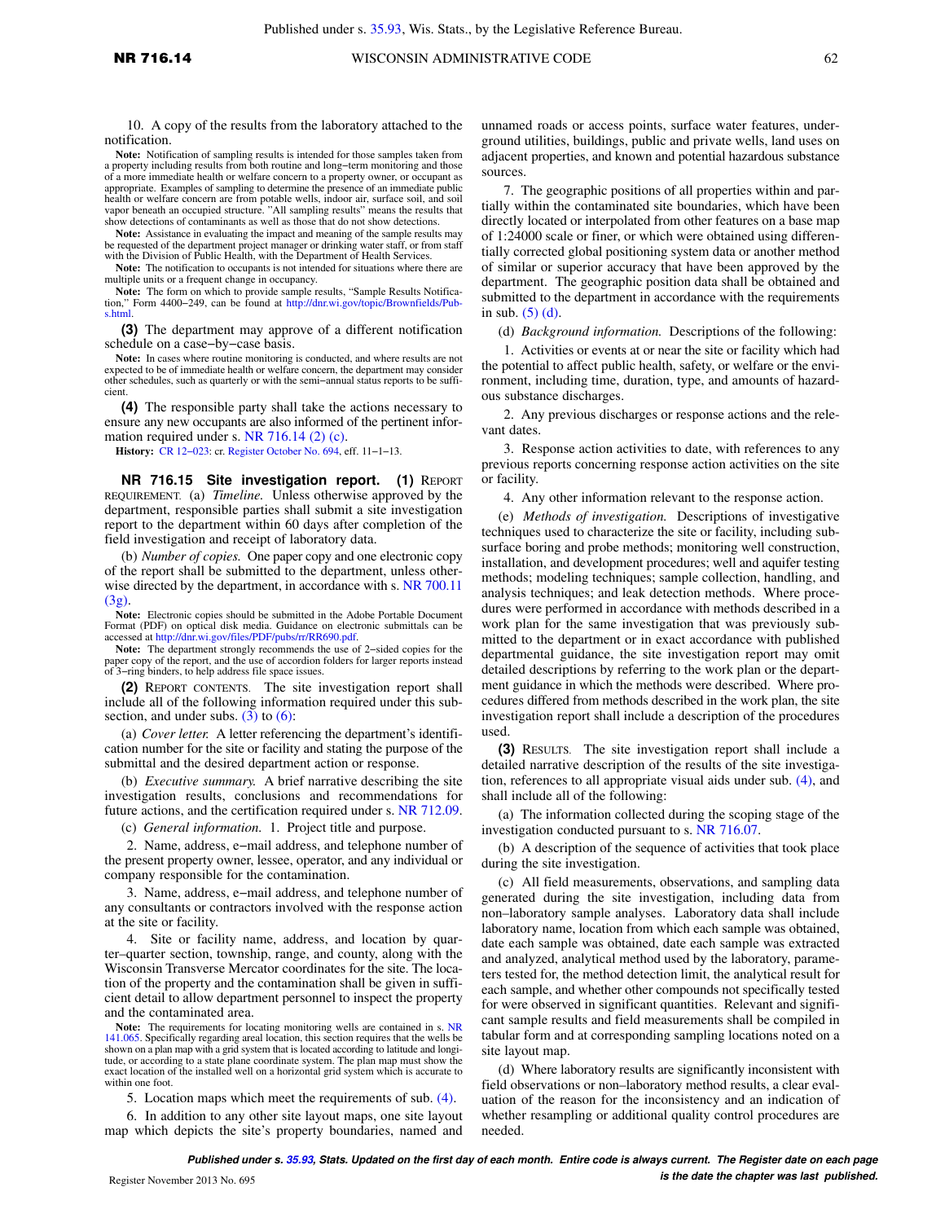10. A copy of the results from the laboratory attached to the notification.

**Note:** Notification of sampling results is intended for those samples taken from a property including results from both routine and long−term monitoring and those of a more immediate health or welfare concern to a property owner, or occupant as appropriate. Examples of sampling to determine the presence of an immediate public health or welfare concern are from potable wells, indoor air, surface soil, and soil vapor beneath an occupied structure. "All sampling results" means the results that show detections of contaminants as well as those that do not show detections.

**Note:** Assistance in evaluating the impact and meaning of the sample results may be requested of the department project manager or drinking water staff, or from staff with the Division of Public Health, with the Department of Health Services.

**Note:** The notification to occupants is not intended for situations where there are multiple units or a frequent change in occupancy.

**Note:** The form on which to provide sample results, "Sample Results Notification," Form 4400−249, can be found at http://dnr.wi.gov/topic/Brownfields/Pubs.html.

**(3)** The department may approve of a different notification schedule on a case−by−case basis.

**Note:** In cases where routine monitoring is conducted, and where results are not expected to be of immediate health or welfare concern, the department may consider other schedules, such as quarterly or with the semi−annual status reports to be sufficient.

**(4)** The responsible party shall take the actions necessary to ensure any new occupants are also informed of the pertinent information required under s. NR 716.14 (2) (c).

**History:** CR 12−023: cr. Register October No. 694, eff. 11−1−13.

**NR 716.15 Site investigation report.** **(1)** REPORT REQUIREMENT. (a) *Timeline.* Unless otherwise approved by the department, responsible parties shall submit a site investigation report to the department within 60 days after completion of the field investigation and receipt of laboratory data.

(b) *Number of copies.* One paper copy and one electronic copy of the report shall be submitted to the department, unless otherwise directed by the department, in accordance with s. NR 700.11 (3g).

**Note:** Electronic copies should be submitted in the Adobe Portable Document Format (PDF) on optical disk media. Guidance on electronic submittals can be accessed at http://dnr.wi.gov/files/PDF/pubs/rr/RR690.pdf.

**Note:** The department strongly recommends the use of 2−sided copies for the paper copy of the report, and the use of accordion folders for larger reports instead of 3−ring binders, to help address file space issues.

**(2)** REPORT CONTENTS. The site investigation report shall include all of the following information required under this subsection, and under subs. (3) to (6):

(a) *Cover letter.* A letter referencing the department's identification number for the site or facility and stating the purpose of the submittal and the desired department action or response.

(b) *Executive summary.* A brief narrative describing the site investigation results, conclusions and recommendations for future actions, and the certification required under s. NR 712.09.

(c) *General information.* 1. Project title and purpose.

2. Name, address, e−mail address, and telephone number of the present property owner, lessee, operator, and any individual or company responsible for the contamination.

3. Name, address, e−mail address, and telephone number of any consultants or contractors involved with the response action at the site or facility.

4. Site or facility name, address, and location by quarter−quarter section, township, range, and county, along with the Wisconsin Transverse Mercator coordinates for the site. The location of the property and the contamination shall be given in sufficient detail to allow department personnel to inspect the property and the contaminated area.

**Note:** The requirements for locating monitoring wells are contained in s. NR 141.065. Specifically regarding areal location, this section requires that the wells be shown on a plan map with a grid system that is located according to latitude and longitude, or according to a state plane coordinate system. The plan map must show the exact location of the installed well on a horizontal grid system which is accurate to within one foot.

5. Location maps which meet the requirements of sub. (4).

6. In addition to any other site layout maps, one site layout map which depicts the site's property boundaries, named and unnamed roads or access points, surface water features, underground utilities, buildings, public and private wells, land uses on adjacent properties, and known and potential hazardous substance sources.

7. The geographic positions of all properties within and partially within the contaminated site boundaries, which have been directly located or interpolated from other features on a base map of 1:24000 scale or finer, or which were obtained using differentially corrected global positioning system data or another method of similar or superior accuracy that have been approved by the department. The geographic position data shall be obtained and submitted to the department in accordance with the requirements in sub. (5) (d).

(d) *Background information.* Descriptions of the following:

1. Activities or events at or near the site or facility which had the potential to affect public health, safety, or welfare or the environment, including time, duration, type, and amounts of hazardous substance discharges.

2. Any previous discharges or response actions and the relevant dates.

3. Response action activities to date, with references to any previous reports concerning response action activities on the site or facility.

4. Any other information relevant to the response action.

(e) *Methods of investigation.* Descriptions of investigative techniques used to characterize the site or facility, including subsurface boring and probe methods; monitoring well construction, installation, and development procedures; well and aquifer testing methods; modeling techniques; sample collection, handling, and analysis techniques; and leak detection methods. Where procedures were performed in accordance with methods described in a work plan for the same investigation that was previously submitted to the department or in exact accordance with published departmental guidance, the site investigation report may omit detailed descriptions by referring to the work plan or the department guidance in which the methods were described. Where procedures differed from methods described in the work plan, the site investigation report shall include a description of the procedures used.

**(3)** RESULTS. The site investigation report shall include a detailed narrative description of the results of the site investigation, references to all appropriate visual aids under sub. (4), and shall include all of the following:

(a) The information collected during the scoping stage of the investigation conducted pursuant to s. NR 716.07.

(b) A description of the sequence of activities that took place during the site investigation.

(c) All field measurements, observations, and sampling data generated during the site investigation, including data from non−laboratory sample analyses. Laboratory data shall include laboratory name, location from which each sample was obtained, date each sample was obtained, date each sample was extracted and analyzed, analytical method used by the laboratory, parameters tested for, the method detection limit, the analytical result for each sample, and whether other compounds not specifically tested for were observed in significant quantities. Relevant and significant sample results and field measurements shall be compiled in tabular form and at corresponding sampling locations noted on a site layout map.

(d) Where laboratory results are significantly inconsistent with field observations or non−laboratory method results, a clear evaluation of the reason for the inconsistency and an indication of whether resampling or additional quality control procedures are needed.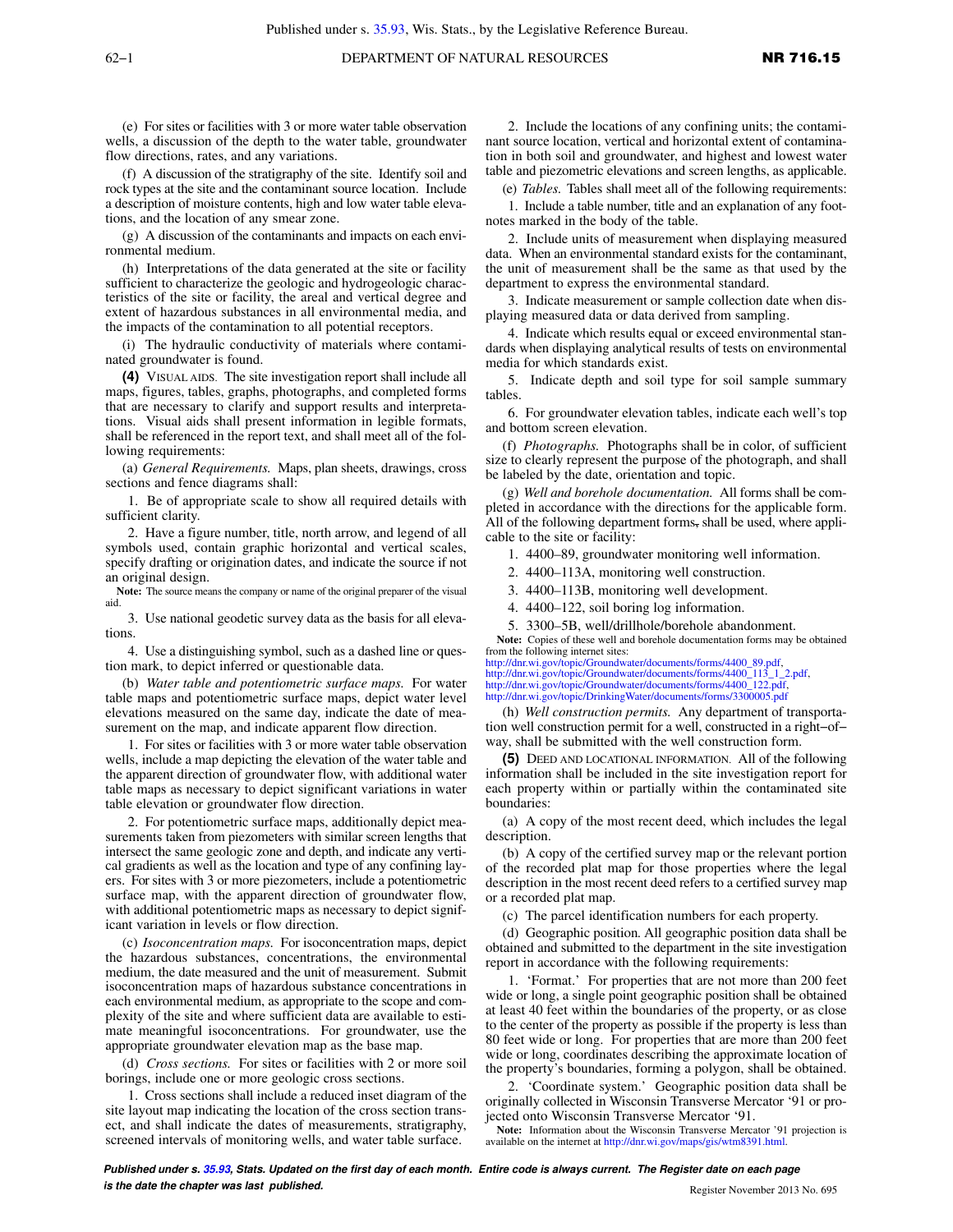(e) For sites or facilities with 3 or more water table observation wells, a discussion of the depth to the water table, groundwater flow directions, rates, and any variations.

(f) A discussion of the stratigraphy of the site. Identify soil and rock types at the site and the contaminant source location. Include a description of moisture contents, high and low water table elevations, and the location of any smear zone.

(g) A discussion of the contaminants and impacts on each environmental medium.

(h) Interpretations of the data generated at the site or facility sufficient to characterize the geologic and hydrogeologic characteristics of the site or facility, the areal and vertical degree and extent of hazardous substances in all environmental media, and the impacts of the contamination to all potential receptors.

(i) The hydraulic conductivity of materials where contaminated groundwater is found.

**(4)** VISUAL AIDS. The site investigation report shall include all maps, figures, tables, graphs, photographs, and completed forms that are necessary to clarify and support results and interpretations. Visual aids shall present information in legible formats, shall be referenced in the report text, and shall meet all of the following requirements:

(a) *General Requirements.* Maps, plan sheets, drawings, cross sections and fence diagrams shall:

1. Be of appropriate scale to show all required details with sufficient clarity.

2. Have a figure number, title, north arrow, and legend of all symbols used, contain graphic horizontal and vertical scales, specify drafting or origination dates, and indicate the source if not an original design.

**Note:** The source means the company or name of the original preparer of the visual aid.

3. Use national geodetic survey data as the basis for all elevations.

4. Use a distinguishing symbol, such as a dashed line or question mark, to depict inferred or questionable data.

(b) *Water table and potentiometric surface maps.* For water table maps and potentiometric surface maps, depict water level elevations measured on the same day, indicate the date of measurement on the map, and indicate apparent flow direction.

1. For sites or facilities with 3 or more water table observation wells, include a map depicting the elevation of the water table and the apparent direction of groundwater flow, with additional water table maps as necessary to depict significant variations in water table elevation or groundwater flow direction.

2. For potentiometric surface maps, additionally depict measurements taken from piezometers with similar screen lengths that intersect the same geologic zone and depth, and indicate any vertical gradients as well as the location and type of any confining layers. For sites with 3 or more piezometers, include a potentiometric surface map, with the apparent direction of groundwater flow, with additional potentiometric maps as necessary to depict significant variation in levels or flow direction.

(c) *Isoconcentration maps.* For isoconcentration maps, depict the hazardous substances, concentrations, the environmental medium, the date measured and the unit of measurement. Submit isoconcentration maps of hazardous substance concentrations in each environmental medium, as appropriate to the scope and complexity of the site and where sufficient data are available to estimate meaningful isoconcentrations. For groundwater, use the appropriate groundwater elevation map as the base map.

(d) *Cross sections.* For sites or facilities with 2 or more soil borings, include one or more geologic cross sections.

1. Cross sections shall include a reduced inset diagram of the site layout map indicating the location of the cross section transect, and shall indicate the dates of measurements, stratigraphy, screened intervals of monitoring wells, and water table surface.

2. Include the locations of any confining units; the contaminant source location, vertical and horizontal extent of contamination in both soil and groundwater, and highest and lowest water table and piezometric elevations and screen lengths, as applicable.

(e) *Tables.* Tables shall meet all of the following requirements:

1. Include a table number, title and an explanation of any footnotes marked in the body of the table.

2. Include units of measurement when displaying measured data. When an environmental standard exists for the contaminant, the unit of measurement shall be the same as that used by the department to express the environmental standard.

3. Indicate measurement or sample collection date when displaying measured data or data derived from sampling.

4. Indicate which results equal or exceed environmental standards when displaying analytical results of tests on environmental media for which standards exist.

5. Indicate depth and soil type for soil sample summary tables.

6. For groundwater elevation tables, indicate each well's top and bottom screen elevation.

(f) *Photographs.* Photographs shall be in color, of sufficient size to clearly represent the purpose of the photograph, and shall be labeled by the date, orientation and topic.

(g) *Well and borehole documentation.* All forms shall be completed in accordance with the directions for the applicable form. All of the following department forms, shall be used, where applicable to the site or facility:

1. 4400–89, groundwater monitoring well information.

2. 4400–113A, monitoring well construction.

3. 4400–113B, monitoring well development.

4. 4400–122, soil boring log information.

5. 3300–5B, well/drillhole/borehole abandonment.

**Note:** Copies of these well and borehole documentation forms may be obtained from the following internet sites:
http://dnr.wi.gov/topic/Groundwater/documents/forms/4400_89.pdf,
http://dnr.wi.gov/topic/Groundwater/documents/forms/4400_113_1_2.pdf,
http://dnr.wi.gov/topic/Groundwater/documents/forms/4400_122.pdf,
http://dnr.wi.gov/topic/DrinkingWater/documents/forms/3300005.pdf

(h) *Well construction permits.* Any department of transportation well construction permit for a well, constructed in a right–of–way, shall be submitted with the well construction form.

**(5)** DEED AND LOCATIONAL INFORMATION. All of the following information shall be included in the site investigation report for each property within or partially within the contaminated site boundaries:

(a) A copy of the most recent deed, which includes the legal description.

(b) A copy of the certified survey map or the relevant portion of the recorded plat map for those properties where the legal description in the most recent deed refers to a certified survey map or a recorded plat map.

(c) The parcel identification numbers for each property.

(d) Geographic position. All geographic position data shall be obtained and submitted to the department in the site investigation report in accordance with the following requirements:

1. 'Format.' For properties that are not more than 200 feet wide or long, a single point geographic position shall be obtained at least 40 feet within the boundaries of the property, or as close to the center of the property as possible if the property is less than 80 feet wide or long. For properties that are more than 200 feet wide or long, coordinates describing the approximate location of the property's boundaries, forming a polygon, shall be obtained.

2. 'Coordinate system.' Geographic position data shall be originally collected in Wisconsin Transverse Mercator '91 or projected onto Wisconsin Transverse Mercator '91.

**Note:** Information about the Wisconsin Transverse Mercator '91 projection is available on the internet at http://dnr.wi.gov/maps/gis/wtm8391.html.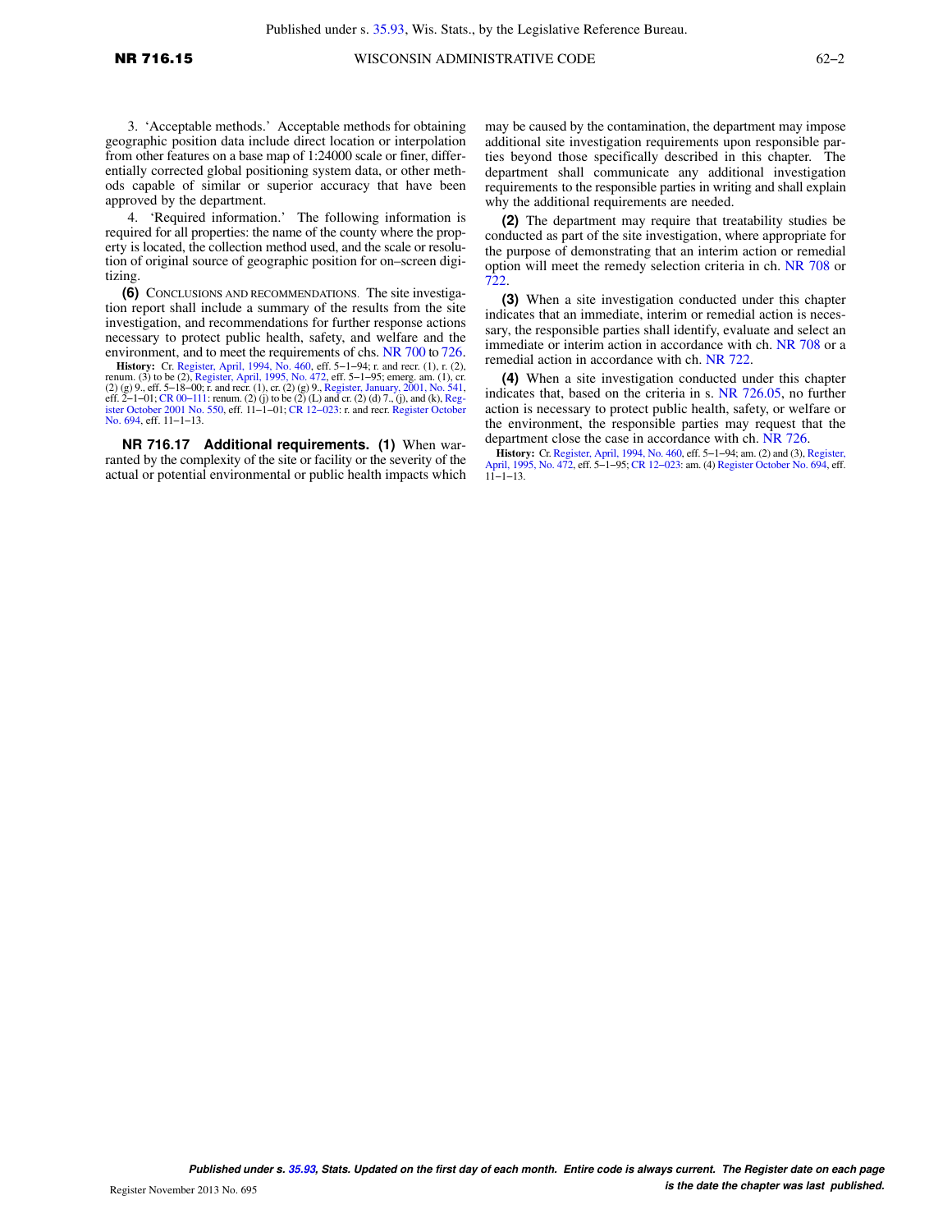3. 'Acceptable methods.' Acceptable methods for obtaining geographic position data include direct location or interpolation from other features on a base map of 1:24000 scale or finer, differentially corrected global positioning system data, or other methods capable of similar or superior accuracy that have been approved by the department.

4. 'Required information.' The following information is required for all properties: the name of the county where the property is located, the collection method used, and the scale or resolution of original source of geographic position for on–screen digitizing.

**(6)** CONCLUSIONS AND RECOMMENDATIONS. The site investigation report shall include a summary of the results from the site investigation, and recommendations for further response actions necessary to protect public health, safety, and welfare and the environment, and to meet the requirements of chs. NR 700 to 726.

**History:** Cr. Register, April, 1994, No. 460, eff. 5–1–94; r. and recr. (1), r. (2), renum. (3) to be (2), Register, April, 1995, No. 472, eff. 5–1–95; emerg. am. (1), cr. (2) (g) 9., eff. 5–18–00; r. and recr. (1), cr. (2) (g) 9., Register, January, 2001, No. 541, eff. 2–1–01; CR 00–111: renum. (2) (j) to be (2) (L) and cr. (2) (d) 7., (j), and (k), Register October 2001 No. 550, eff. 11–1–01; CR 12–023: r. and recr. Register October No. 694, eff. 11–1–13.

**NR 716.17 Additional requirements. (1)** When warranted by the complexity of the site or facility or the severity of the actual or potential environmental or public health impacts which may be caused by the contamination, the department may impose additional site investigation requirements upon responsible parties beyond those specifically described in this chapter. The department shall communicate any additional investigation requirements to the responsible parties in writing and shall explain why the additional requirements are needed.

**(2)** The department may require that treatability studies be conducted as part of the site investigation, where appropriate for the purpose of demonstrating that an interim action or remedial option will meet the remedy selection criteria in ch. NR 708 or 722.

**(3)** When a site investigation conducted under this chapter indicates that an immediate, interim or remedial action is necessary, the responsible parties shall identify, evaluate and select an immediate or interim action in accordance with ch. NR 708 or a remedial action in accordance with ch. NR 722.

**(4)** When a site investigation conducted under this chapter indicates that, based on the criteria in s. NR 726.05, no further action is necessary to protect public health, safety, or welfare or the environment, the responsible parties may request that the department close the case in accordance with ch. NR 726.

**History:** Cr. Register, April, 1994, No. 460, eff. 5–1–94; am. (2) and (3), Register, April, 1995, No. 472, eff. 5–1–95; CR 12–023: am. (4) Register October No. 694, eff. 11–1–13.